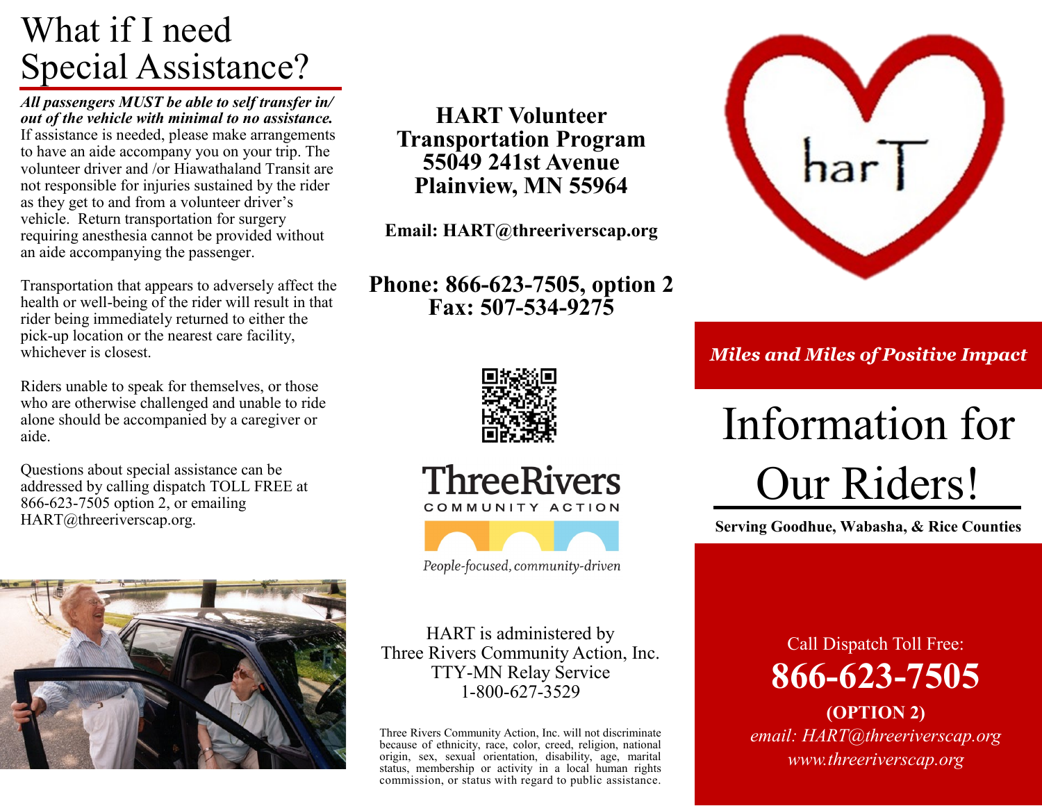# What if I need Special Assistance?

***All passengers MUST be able to self transfer in/ out of the vehicle with minimal to no assistance.*** If assistance is needed, please make arrangements to have an aide accompany you on your trip. The volunteer driver and /or Hiawathaland Transit are not responsible for injuries sustained by the rider as they get to and from a volunteer driver's vehicle. Return transportation for surgery requiring anesthesia cannot be provided without an aide accompanying the passenger.

Transportation that appears to adversely affect the health or well-being of the rider will result in that rider being immediately returned to either the pick-up location or the nearest care facility, whichever is closest.

Riders unable to speak for themselves, or those who are otherwise challenged and unable to ride alone should be accompanied by a caregiver or aide.

Questions about special assistance can be addressed by calling dispatch TOLL FREE at 866-623-7505 option 2, or emailing HART@threeriverscap.org.

**HART Volunteer Transportation Program**
**55049 241st Avenue**
**Plainview, MN 55964**

**Email: HART@threeriverscap.org**

**Phone: 866-623-7505, option 2**
**Fax: 507-534-9275**

ThreeRivers COMMUNITY ACTION

*People-focused, community-driven*

HART is administered by Three Rivers Community Action, Inc.
TTY-MN Relay Service
1-800-627-3529

Three Rivers Community Action, Inc. will not discriminate because of ethnicity, race, color, creed, religion, national origin, sex, sexual orientation, disability, age, marital status, membership or activity in a local human rights commission, or status with regard to public assistance.

harT

***Miles and Miles of Positive Impact***

# Information for Our Riders!

**Serving Goodhue, Wabasha, & Rice Counties**

Call Dispatch Toll Free:

**866-623-7505**

**(OPTION 2)**

*email: HART@threeriverscap.org*

*www.threeriverscap.org*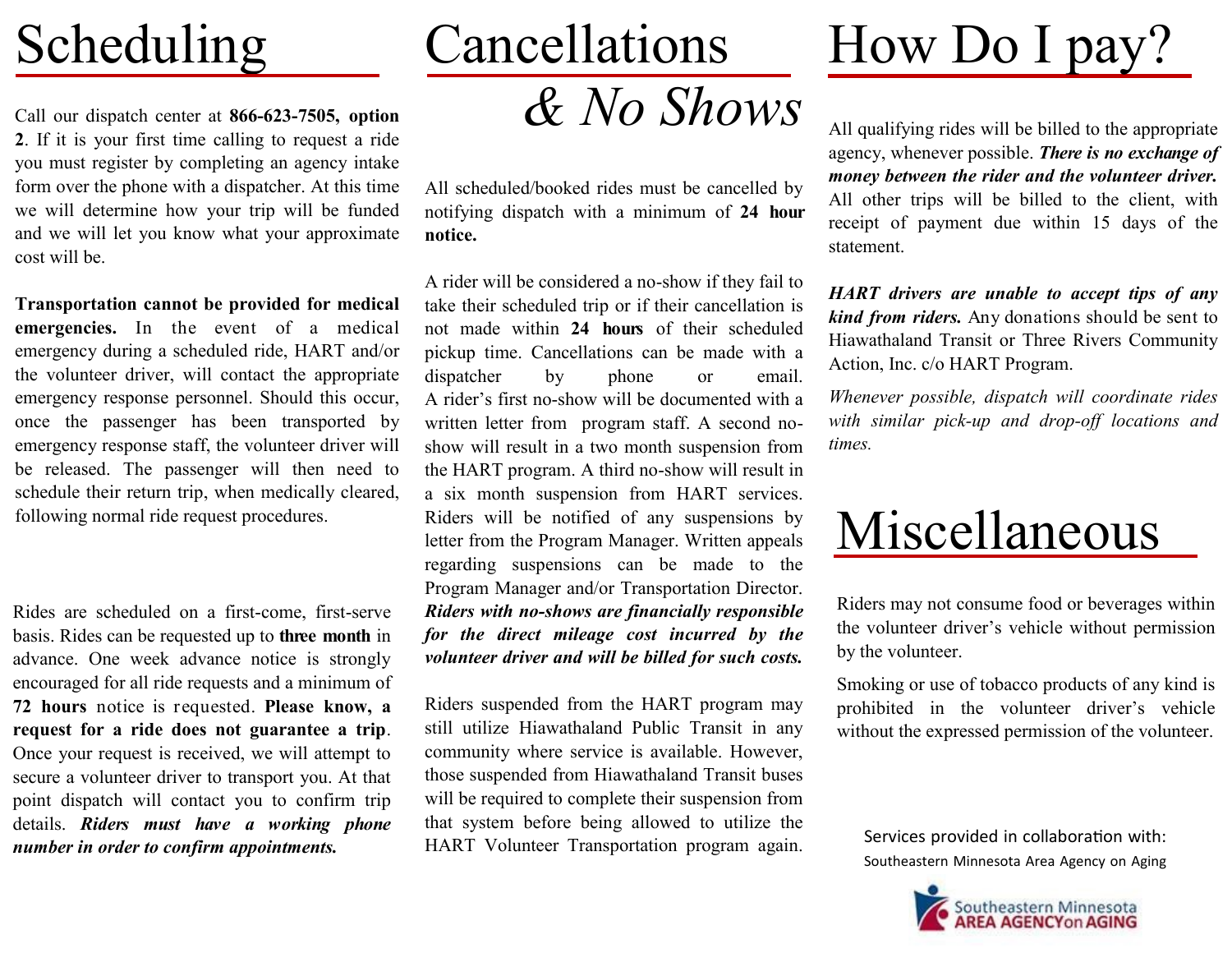# Scheduling

Call our dispatch center at **866-623-7505, option 2**. If it is your first time calling to request a ride you must register by completing an agency intake form over the phone with a dispatcher. At this time we will determine how your trip will be funded and we will let you know what your approximate cost will be.

**Transportation cannot be provided for medical emergencies.** In the event of a medical emergency during a scheduled ride, HART and/or the volunteer driver, will contact the appropriate emergency response personnel. Should this occur, once the passenger has been transported by emergency response staff, the volunteer driver will be released. The passenger will then need to schedule their return trip, when medically cleared, following normal ride request procedures.

Rides are scheduled on a first-come, first-serve basis. Rides can be requested up to **three month** in advance. One week advance notice is strongly encouraged for all ride requests and a minimum of **72 hours** notice is requested. **Please know, a request for a ride does not guarantee a trip**. Once your request is received, we will attempt to secure a volunteer driver to transport you. At that point dispatch will contact you to confirm trip details. ***Riders must have a working phone number in order to confirm appointments.***

# Cancellations *& No Shows*

All scheduled/booked rides must be cancelled by notifying dispatch with a minimum of **24 hour notice.**

A rider will be considered a no-show if they fail to take their scheduled trip or if their cancellation is not made within **24 hours** of their scheduled pickup time. Cancellations can be made with a dispatcher by phone or email. A rider's first no-show will be documented with a written letter from program staff. A second no-show will result in a two month suspension from the HART program. A third no-show will result in a six month suspension from HART services. Riders will be notified of any suspensions by letter from the Program Manager. Written appeals regarding suspensions can be made to the Program Manager and/or Transportation Director. ***Riders with no-shows are financially responsible for the direct mileage cost incurred by the volunteer driver and will be billed for such costs.***

Riders suspended from the HART program may still utilize Hiawathaland Public Transit in any community where service is available. However, those suspended from Hiawathaland Transit buses will be required to complete their suspension from that system before being allowed to utilize the HART Volunteer Transportation program again.

# How Do I pay?

All qualifying rides will be billed to the appropriate agency, whenever possible. ***There is no exchange of money between the rider and the volunteer driver.*** All other trips will be billed to the client, with receipt of payment due within 15 days of the statement.

***HART drivers are unable to accept tips of any kind from riders.*** Any donations should be sent to Hiawathaland Transit or Three Rivers Community Action, Inc. c/o HART Program.

*Whenever possible, dispatch will coordinate rides with similar pick-up and drop-off locations and times.*

# Miscellaneous

Riders may not consume food or beverages within the volunteer driver's vehicle without permission by the volunteer.

Smoking or use of tobacco products of any kind is prohibited in the volunteer driver's vehicle without the expressed permission of the volunteer.

Services provided in collaboration with:
Southeastern Minnesota Area Agency on Aging

Southeastern Minnesota AREA AGENCY on AGING